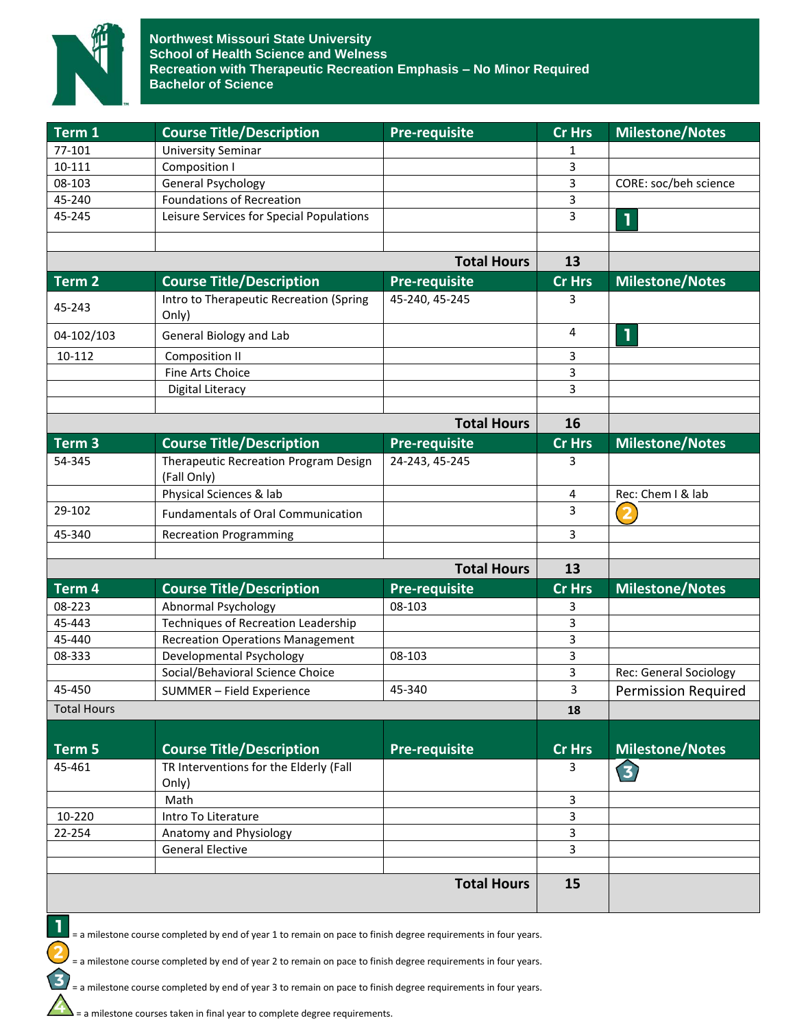**Northwest Missouri State University**
**School of Health Science and Welness**
**Recreation with Therapeutic Recreation Emphasis – No Minor Required**
**Bachelor of Science**

| Term 1 | Course Title/Description | Pre-requisite | Cr Hrs | Milestone/Notes |
|---|---|---|---|---|
| 77-101 | University Seminar | | 1 | |
| 10-111 | Composition I | | 3 | |
| 08-103 | General Psychology | | 3 | CORE: soc/beh science |
| 45-240 | Foundations of Recreation | | 3 | |
| 45-245 | Leisure Services for Special Populations | | 3 | 1 |
| | | | | |
| | | **Total Hours** | **13** | |

| Term 2 | Course Title/Description | Pre-requisite | Cr Hrs | Milestone/Notes |
|---|---|---|---|---|
| 45-243 | Intro to Therapeutic Recreation (Spring Only) | 45-240, 45-245 | 3 | |
| 04-102/103 | General Biology and Lab | | 4 | 1 |
| 10-112 | Composition II | | 3 | |
| | Fine Arts Choice | | 3 | |
| | Digital Literacy | | 3 | |
| | | | | |
| | | **Total Hours** | **16** | |

| Term 3 | Course Title/Description | Pre-requisite | Cr Hrs | Milestone/Notes |
|---|---|---|---|---|
| 54-345 | Therapeutic Recreation Program Design (Fall Only) | 24-243, 45-245 | 3 | |
| | Physical Sciences & lab | | 4 | Rec: Chem I & lab |
| 29-102 | Fundamentals of Oral Communication | | 3 | 2 |
| 45-340 | Recreation Programming | | 3 | |
| | | | | |
| | | **Total Hours** | **13** | |

| Term 4 | Course Title/Description | Pre-requisite | Cr Hrs | Milestone/Notes |
|---|---|---|---|---|
| 08-223 | Abnormal Psychology | 08-103 | 3 | |
| 45-443 | Techniques of Recreation Leadership | | 3 | |
| 45-440 | Recreation Operations Management | | 3 | |
| 08-333 | Developmental Psychology | 08-103 | 3 | |
| | Social/Behavioral Science Choice | | 3 | Rec: General Sociology |
| 45-450 | SUMMER – Field Experience | 45-340 | 3 | Permission Required |
| Total Hours | | | **18** | |

| Term 5 | Course Title/Description | Pre-requisite | Cr Hrs | Milestone/Notes |
|---|---|---|---|---|
| 45-461 | TR Interventions for the Elderly (Fall Only) | | 3 | 3 |
| | Math | | 3 | |
| 10-220 | Intro To Literature | | 3 | |
| 22-254 | Anatomy and Physiology | | 3 | |
| | General Elective | | 3 | |
| | | | | |
| | | **Total Hours** | **15** | |

1 = a milestone course completed by end of year 1 to remain on pace to finish degree requirements in four years.

2 = a milestone course completed by end of year 2 to remain on pace to finish degree requirements in four years.

3 = a milestone course completed by end of year 3 to remain on pace to finish degree requirements in four years.

4 = a milestone courses taken in final year to complete degree requirements.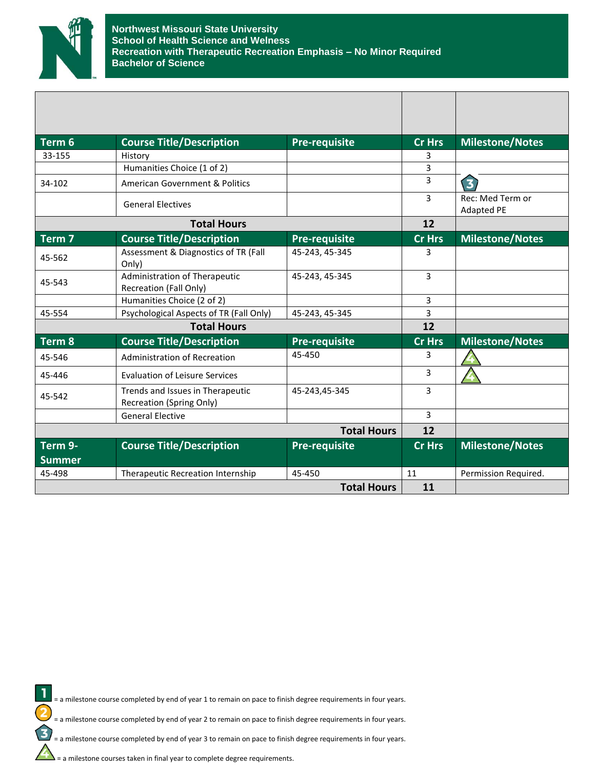**Northwest Missouri State University**
**School of Health Science and Welness**
**Recreation with Therapeutic Recreation Emphasis – No Minor Required**
**Bachelor of Science**

| Term 6 | Course Title/Description | Pre-requisite | Cr Hrs | Milestone/Notes |
|---|---|---|---|---|
| 33-155 | History | | 3 | |
| | Humanities Choice (1 of 2) | | 3 | |
| 34-102 | American Government & Politics | | 3 | 3 |
| | General Electives | | 3 | Rec: Med Term or Adapted PE |
| **Total Hours** | | | **12** | |
| **Term 7** | **Course Title/Description** | **Pre-requisite** | **Cr Hrs** | **Milestone/Notes** |
| 45-562 | Assessment & Diagnostics of TR (Fall Only) | 45-243, 45-345 | 3 | |
| 45-543 | Administration of Therapeutic Recreation (Fall Only) | 45-243, 45-345 | 3 | |
| | Humanities Choice (2 of 2) | | 3 | |
| 45-554 | Psychological Aspects of TR (Fall Only) | 45-243, 45-345 | 3 | |
| **Total Hours** | | | **12** | |
| **Term 8** | **Course Title/Description** | **Pre-requisite** | **Cr Hrs** | **Milestone/Notes** |
| 45-546 | Administration of Recreation | 45-450 | 3 | 4 |
| 45-446 | Evaluation of Leisure Services | | 3 | 4 |
| 45-542 | Trends and Issues in Therapeutic Recreation (Spring Only) | 45-243,45-345 | 3 | |
| | General Elective | | 3 | |
| **Total Hours** | | | **12** | |
| **Term 9-Summer** | **Course Title/Description** | **Pre-requisite** | **Cr Hrs** | **Milestone/Notes** |
| 45-498 | Therapeutic Recreation Internship | 45-450 | 11 | Permission Required. |
| **Total Hours** | | | **11** | |

1 = a milestone course completed by end of year 1 to remain on pace to finish degree requirements in four years.

2 = a milestone course completed by end of year 2 to remain on pace to finish degree requirements in four years.

3 = a milestone course completed by end of year 3 to remain on pace to finish degree requirements in four years.

4 = a milestone courses taken in final year to complete degree requirements.